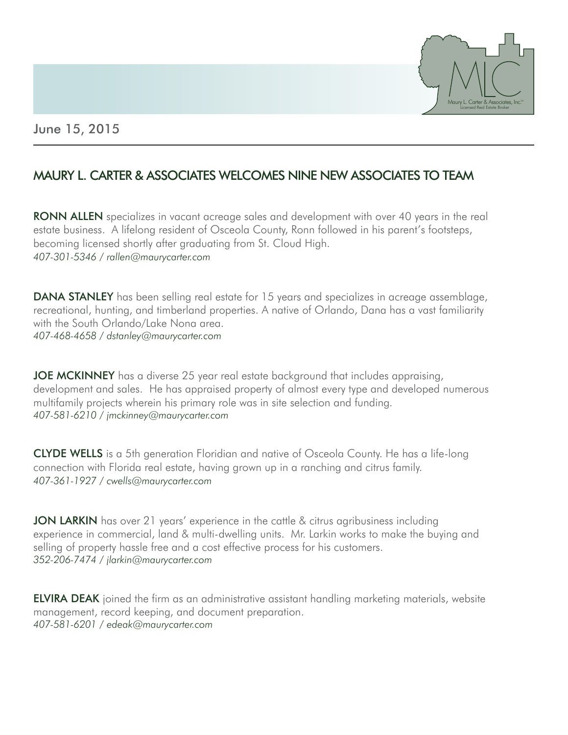June 15, 2015

# MAURY L. CARTER & ASSOCIATES WELCOMES NINE NEW ASSOCIATES TO TEAM

**RONN ALLEN** specializes in vacant acreage sales and development with over 40 years in the real estate business. A lifelong resident of Osceola County, Ronn followed in his parent's footsteps, becoming licensed shortly after graduating from St. Cloud High.
*407-301-5346 / rallen@maurycarter.com*

**DANA STANLEY** has been selling real estate for 15 years and specializes in acreage assemblage, recreational, hunting, and timberland properties. A native of Orlando, Dana has a vast familiarity with the South Orlando/Lake Nona area.
*407-468-4658 / dstanley@maurycarter.com*

**JOE MCKINNEY** has a diverse 25 year real estate background that includes appraising, development and sales. He has appraised property of almost every type and developed numerous multifamily projects wherein his primary role was in site selection and funding.
*407-581-6210 / jmckinney@maurycarter.com*

**CLYDE WELLS** is a 5th generation Floridian and native of Osceola County. He has a life-long connection with Florida real estate, having grown up in a ranching and citrus family.
*407-361-1927 / cwells@maurycarter.com*

**JON LARKIN** has over 21 years' experience in the cattle & citrus agribusiness including experience in commercial, land & multi-dwelling units. Mr. Larkin works to make the buying and selling of property hassle free and a cost effective process for his customers.
*352-206-7474 / jlarkin@maurycarter.com*

**ELVIRA DEAK** joined the firm as an administrative assistant handling marketing materials, website management, record keeping, and document preparation.
*407-581-6201 / edeak@maurycarter.com*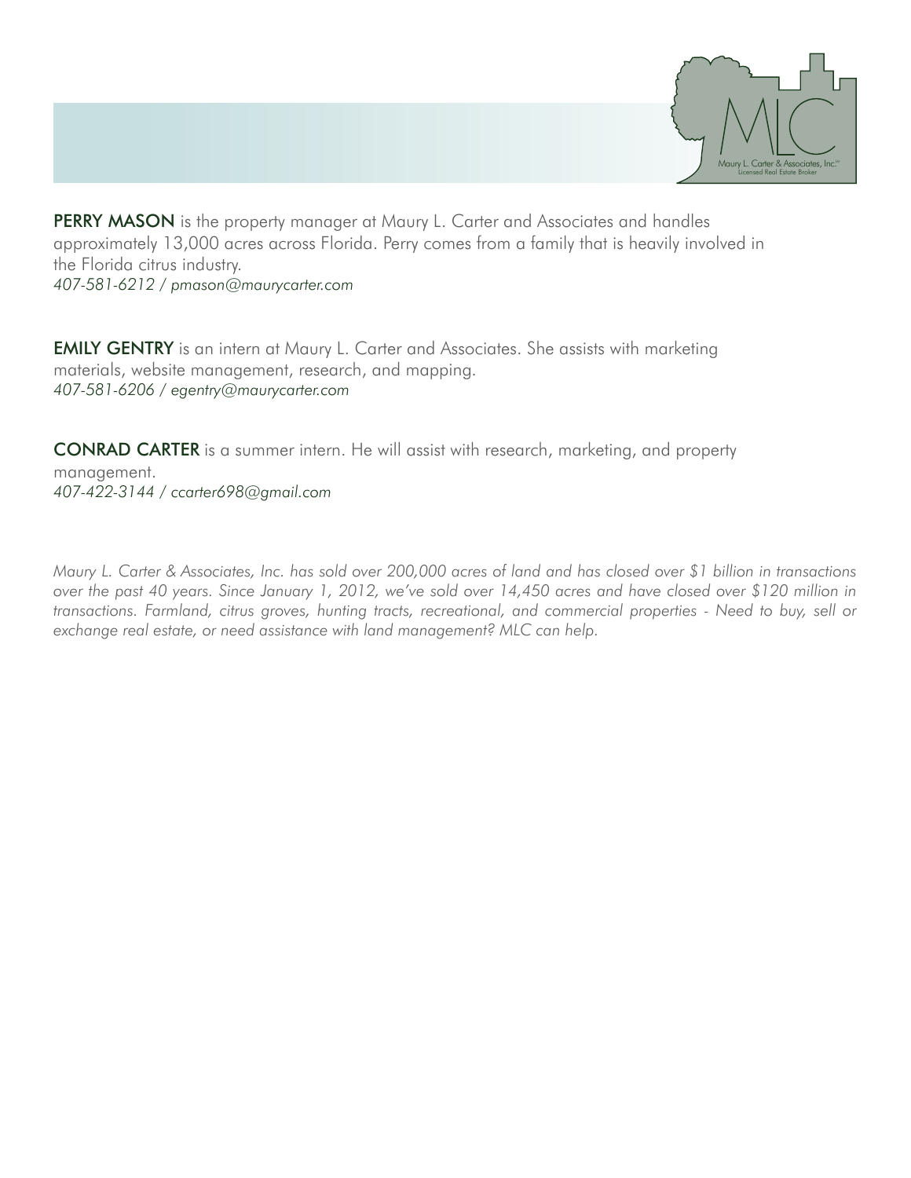**PERRY MASON** is the property manager at Maury L. Carter and Associates and handles approximately 13,000 acres across Florida. Perry comes from a family that is heavily involved in the Florida citrus industry.
*407-581-6212 / pmason@maurycarter.com*

**EMILY GENTRY** is an intern at Maury L. Carter and Associates. She assists with marketing materials, website management, research, and mapping.
*407-581-6206 / egentry@maurycarter.com*

**CONRAD CARTER** is a summer intern. He will assist with research, marketing, and property management.
*407-422-3144 / ccarter698@gmail.com*

*Maury L. Carter & Associates, Inc. has sold over 200,000 acres of land and has closed over $1 billion in transactions over the past 40 years. Since January 1, 2012, we've sold over 14,450 acres and have closed over $120 million in transactions. Farmland, citrus groves, hunting tracts, recreational, and commercial properties - Need to buy, sell or exchange real estate, or need assistance with land management? MLC can help.*